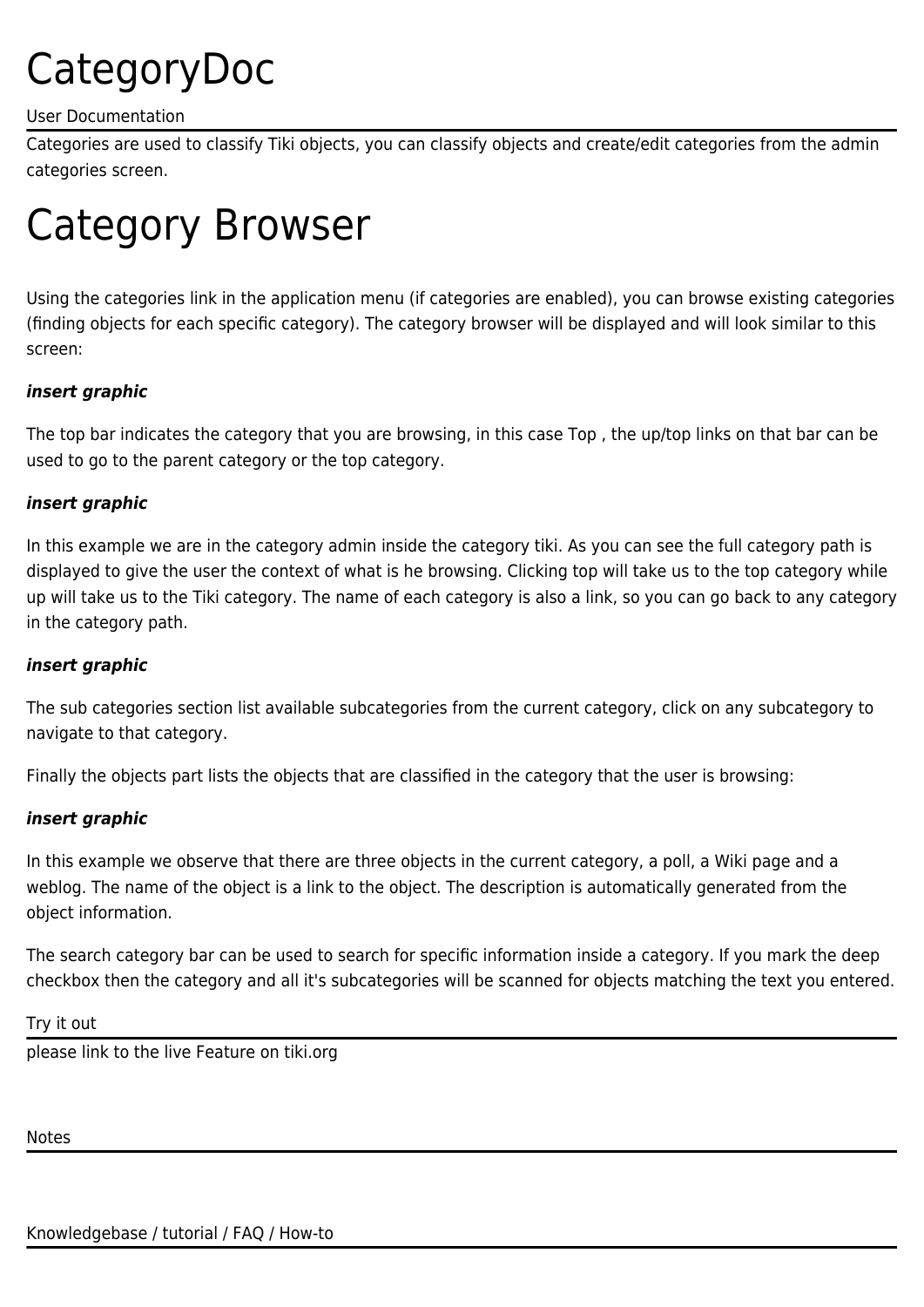# CategoryDoc

User Documentation

Categories are used to classify Tiki objects, you can classify objects and create/edit categories from the admin categories screen.

# Category Browser

Using the categories link in the application menu (if categories are enabled), you can browse existing categories (finding objects for each specific category). The category browser will be displayed and will look similar to this screen:

***insert graphic***

The top bar indicates the category that you are browsing, in this case Top , the up/top links on that bar can be used to go to the parent category or the top category.

***insert graphic***

In this example we are in the category admin inside the category tiki. As you can see the full category path is displayed to give the user the context of what is he browsing. Clicking top will take us to the top category while up will take us to the Tiki category. The name of each category is also a link, so you can go back to any category in the category path.

***insert graphic***

The sub categories section list available subcategories from the current category, click on any subcategory to navigate to that category.

Finally the objects part lists the objects that are classified in the category that the user is browsing:

***insert graphic***

In this example we observe that there are three objects in the current category, a poll, a Wiki page and a weblog. The name of the object is a link to the object. The description is automatically generated from the object information.

The search category bar can be used to search for specific information inside a category. If you mark the deep checkbox then the category and all it's subcategories will be scanned for objects matching the text you entered.

Try it out

please link to the live Feature on tiki.org

Notes

Knowledgebase / tutorial / FAQ / How-to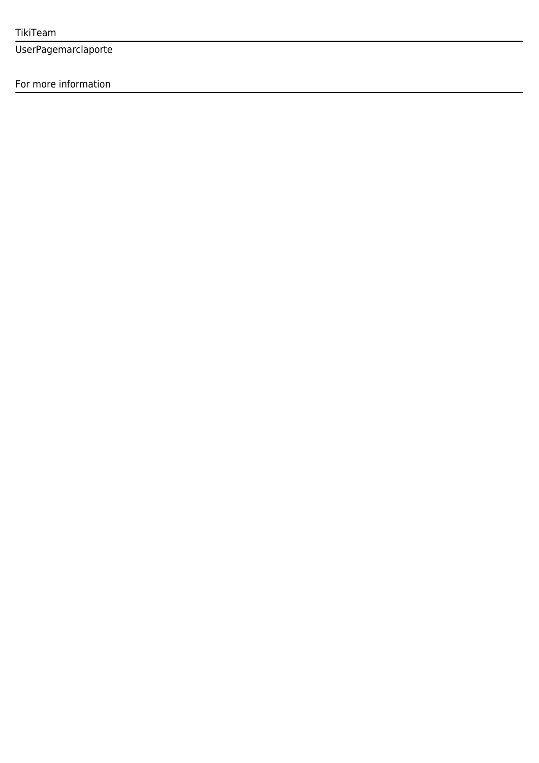TikiTeam

UserPagemarclaporte

For more information